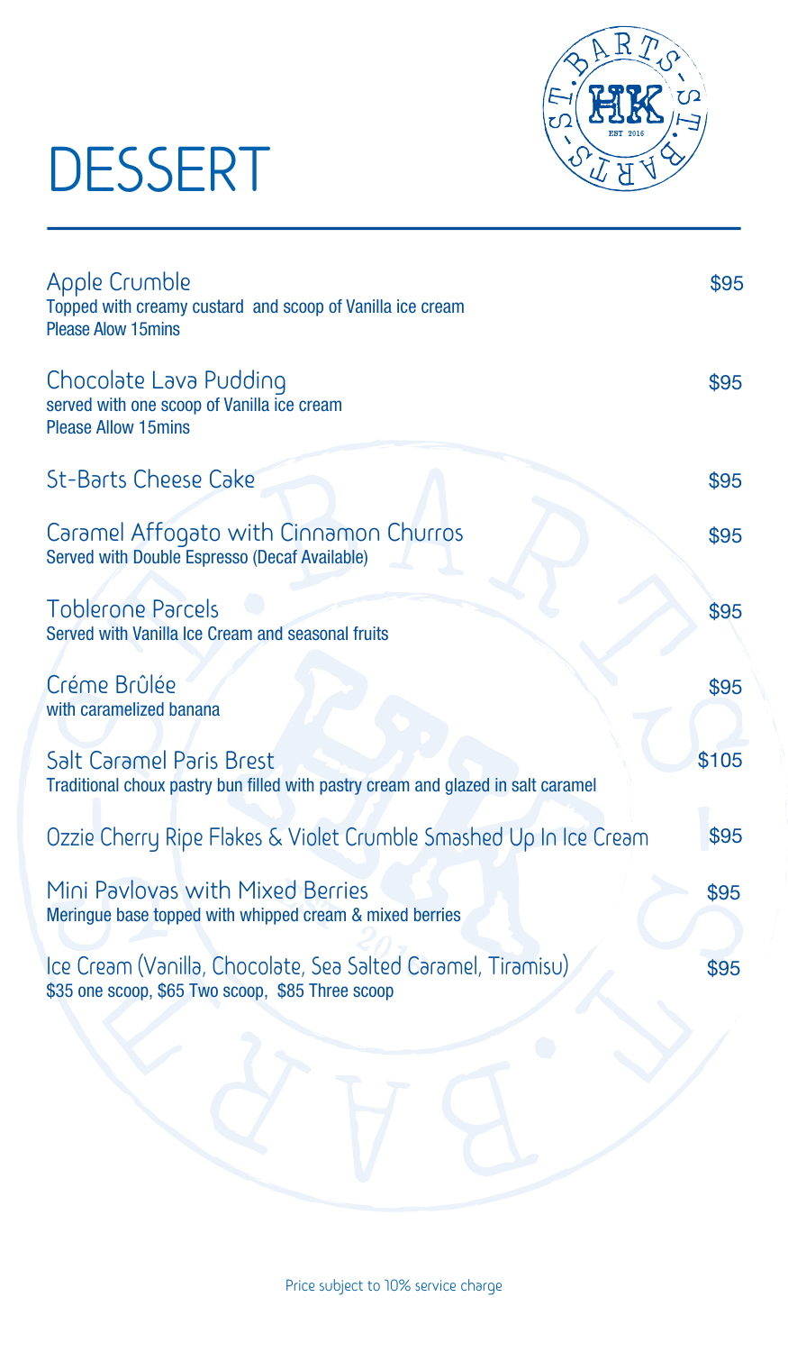# DESSERT

**Apple Crumble** — $95
Topped with creamy custard  and scoop of Vanilla ice cream
Please Alow 15mins

**Chocolate Lava Pudding** — $95
served with one scoop of Vanilla ice cream
Please Allow 15mins

**St-Barts Cheese Cake** — $95

**Caramel Affogato with Cinnamon Churros** — $95
Served with Double Espresso (Decaf Available)

**Toblerone Parcels** — $95
Served with Vanilla Ice Cream and seasonal fruits

**Créme Brûlée** — $95
with caramelized banana

**Salt Caramel Paris Brest** — $105
Traditional choux pastry bun filled with pastry cream and glazed in salt caramel

**Ozzie Cherry Ripe Flakes & Violet Crumble Smashed Up In Ice Cream** — $95

**Mini Pavlovas with Mixed Berries** — $95
Meringue base topped with whipped cream & mixed berries

**Ice Cream (Vanilla, Chocolate, Sea Salted Caramel, Tiramisu)** — $95
$35 one scoop, $65 Two scoop,  $85 Three scoop

Price subject to 10% service charge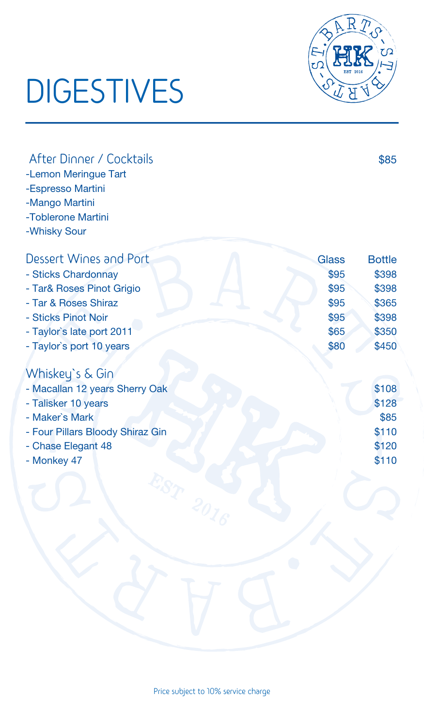# DIGESTIVES

## After Dinner / Cocktails

$85

- Lemon Meringue Tart
- Espresso Martini
- Mango Martini
- Toblerone Martini
- Whisky Sour

## Dessert Wines and Port

| Dessert Wines and Port | Glass | Bottle |
|---|---|---|
| - Sticks Chardonnay | $95 | $398 |
| - Tar& Roses Pinot Grigio | $95 | $398 |
| - Tar & Roses Shiraz | $95 | $365 |
| - Sticks Pinot Noir | $95 | $398 |
| - Taylor`s late port 2011 | $65 | $350 |
| - Taylor`s port 10 years | $80 | $450 |

## Whiskey`s & Gin

| | |
|---|---|
| - Macallan 12 years Sherry Oak | $108 |
| - Talisker 10 years | $128 |
| - Maker`s Mark | $85 |
| - Four Pillars Bloody Shiraz Gin | $110 |
| - Chase Elegant 48 | $120 |
| - Monkey 47 | $110 |

Price subject to 10% service charge